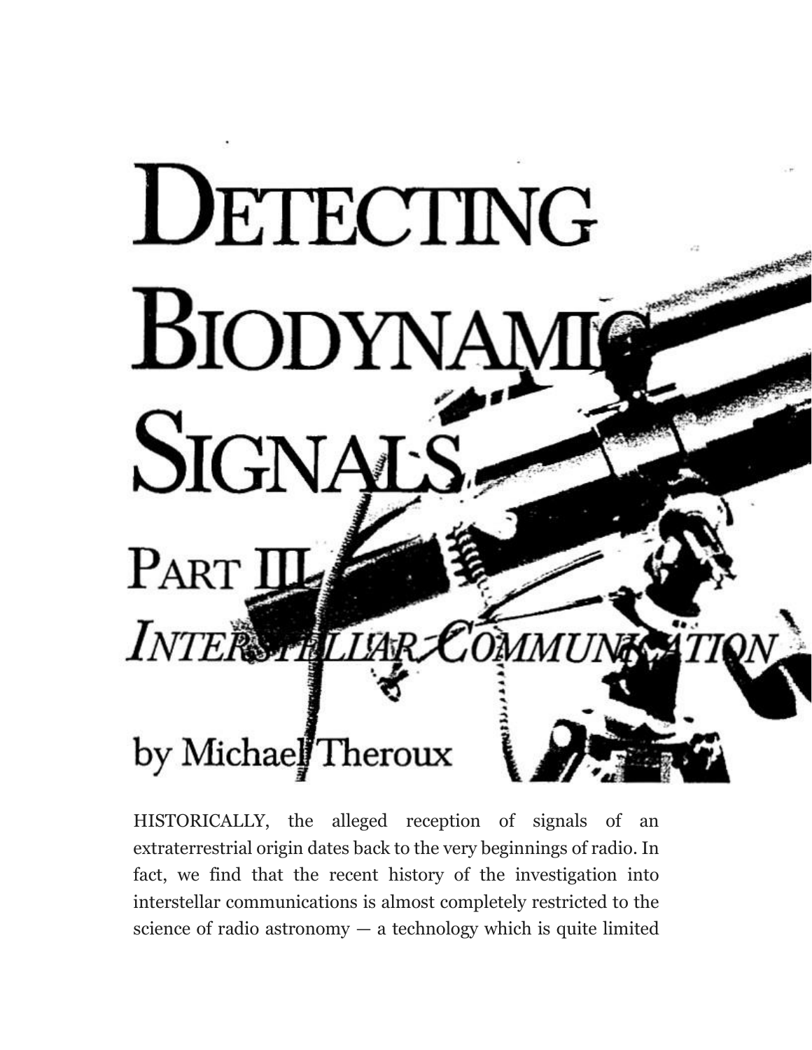# Detecting Biodynamic Signals

## Part III

### *Interstellar Communication*

by Michael Theroux

HISTORICALLY, the alleged reception of signals of an extraterrestrial origin dates back to the very beginnings of radio. In fact, we find that the recent history of the investigation into interstellar communications is almost completely restricted to the science of radio astronomy — a technology which is quite limited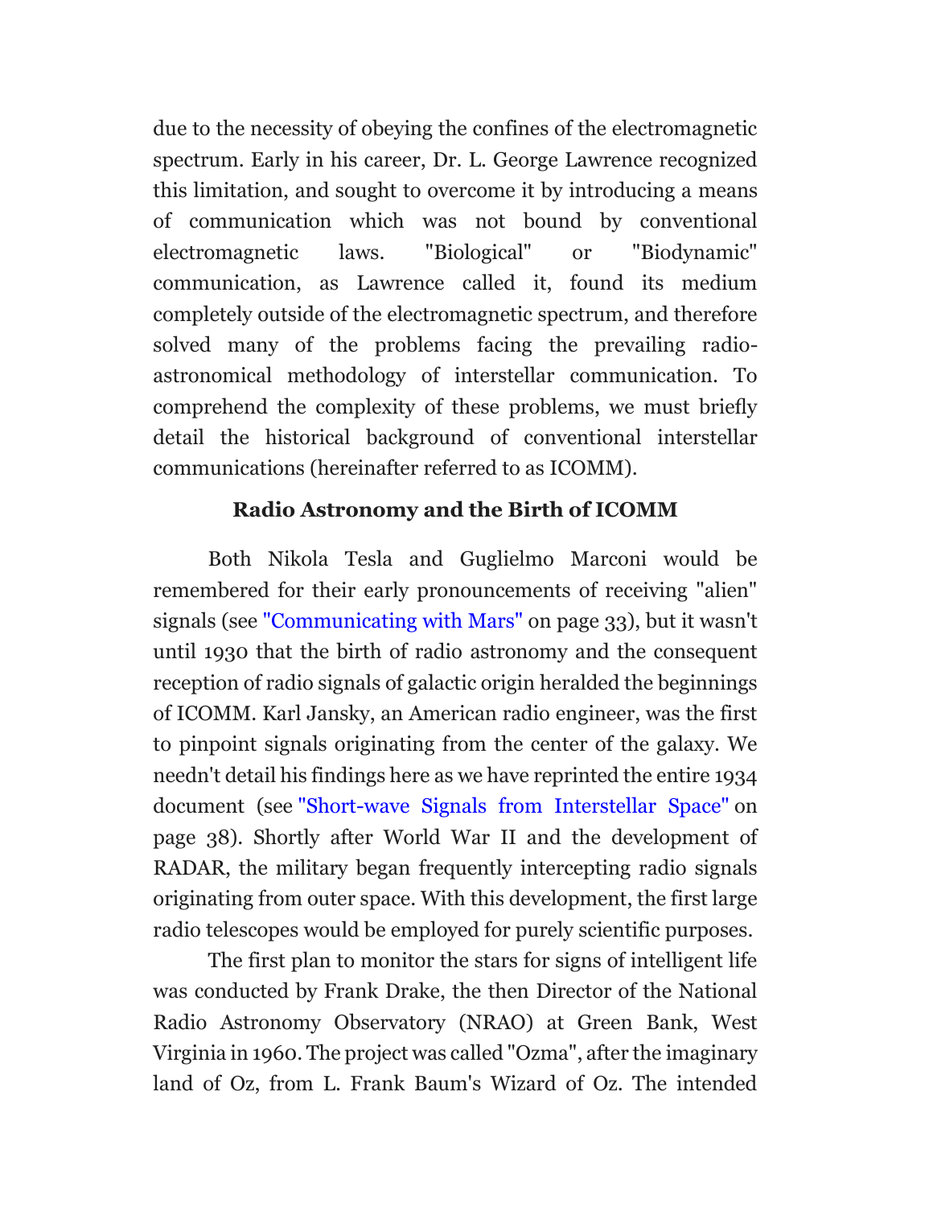due to the necessity of obeying the confines of the electromagnetic spectrum. Early in his career, Dr. L. George Lawrence recognized this limitation, and sought to overcome it by introducing a means of communication which was not bound by conventional electromagnetic laws. "Biological" or "Biodynamic" communication, as Lawrence called it, found its medium completely outside of the electromagnetic spectrum, and therefore solved many of the problems facing the prevailing radio-astronomical methodology of interstellar communication. To comprehend the complexity of these problems, we must briefly detail the historical background of conventional interstellar communications (hereinafter referred to as ICOMM).

### Radio Astronomy and the Birth of ICOMM

Both Nikola Tesla and Guglielmo Marconi would be remembered for their early pronouncements of receiving "alien" signals (see "Communicating with Mars" on page 33), but it wasn't until 1930 that the birth of radio astronomy and the consequent reception of radio signals of galactic origin heralded the beginnings of ICOMM. Karl Jansky, an American radio engineer, was the first to pinpoint signals originating from the center of the galaxy. We needn't detail his findings here as we have reprinted the entire 1934 document (see "Short-wave Signals from Interstellar Space" on page 38). Shortly after World War II and the development of RADAR, the military began frequently intercepting radio signals originating from outer space. With this development, the first large radio telescopes would be employed for purely scientific purposes.

The first plan to monitor the stars for signs of intelligent life was conducted by Frank Drake, the then Director of the National Radio Astronomy Observatory (NRAO) at Green Bank, West Virginia in 1960. The project was called "Ozma", after the imaginary land of Oz, from L. Frank Baum's Wizard of Oz. The intended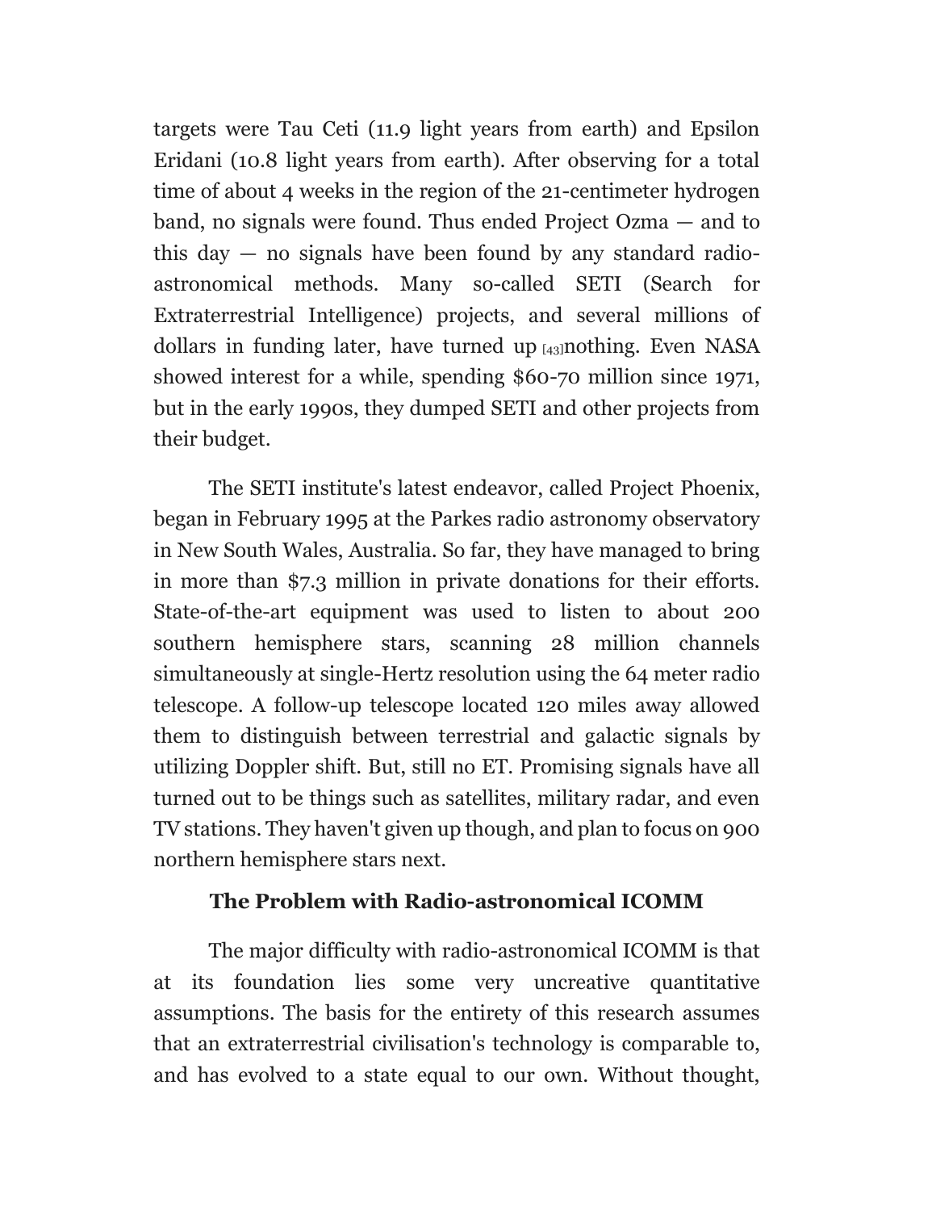targets were Tau Ceti (11.9 light years from earth) and Epsilon Eridani (10.8 light years from earth). After observing for a total time of about 4 weeks in the region of the 21-centimeter hydrogen band, no signals were found. Thus ended Project Ozma — and to this day — no signals have been found by any standard radio-astronomical methods. Many so-called SETI (Search for Extraterrestrial Intelligence) projects, and several millions of dollars in funding later, have turned up [43]nothing. Even NASA showed interest for a while, spending $60-70 million since 1971, but in the early 1990s, they dumped SETI and other projects from their budget.

The SETI institute's latest endeavor, called Project Phoenix, began in February 1995 at the Parkes radio astronomy observatory in New South Wales, Australia. So far, they have managed to bring in more than $7.3 million in private donations for their efforts. State-of-the-art equipment was used to listen to about 200 southern hemisphere stars, scanning 28 million channels simultaneously at single-Hertz resolution using the 64 meter radio telescope. A follow-up telescope located 120 miles away allowed them to distinguish between terrestrial and galactic signals by utilizing Doppler shift. But, still no ET. Promising signals have all turned out to be things such as satellites, military radar, and even TV stations. They haven't given up though, and plan to focus on 900 northern hemisphere stars next.

### The Problem with Radio-astronomical ICOMM

The major difficulty with radio-astronomical ICOMM is that at its foundation lies some very uncreative quantitative assumptions. The basis for the entirety of this research assumes that an extraterrestrial civilisation's technology is comparable to, and has evolved to a state equal to our own. Without thought,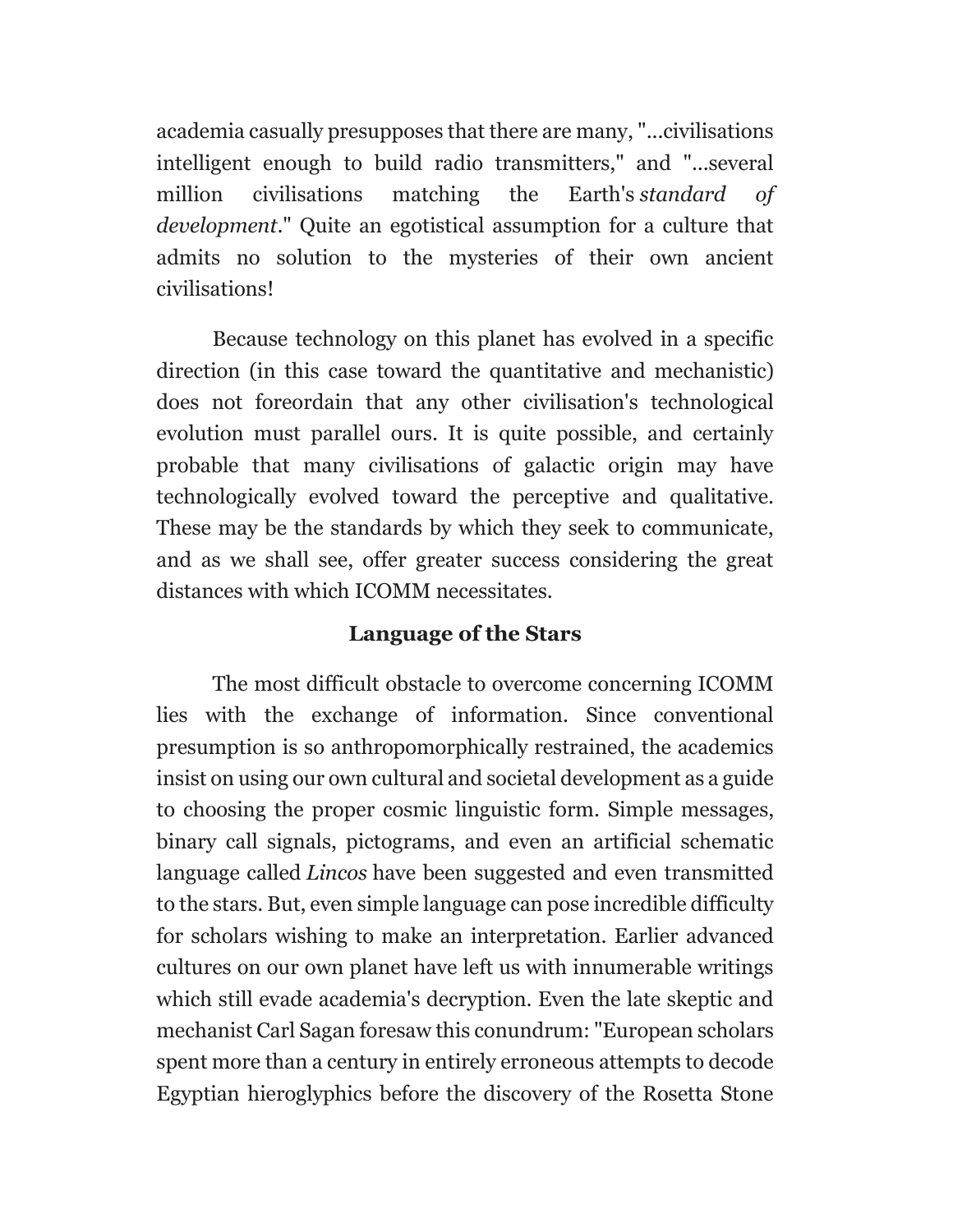academia casually presupposes that there are many, "...civilisations intelligent enough to build radio transmitters," and "...several million civilisations matching the Earth's *standard of development*." Quite an egotistical assumption for a culture that admits no solution to the mysteries of their own ancient civilisations!

Because technology on this planet has evolved in a specific direction (in this case toward the quantitative and mechanistic) does not foreordain that any other civilisation's technological evolution must parallel ours. It is quite possible, and certainly probable that many civilisations of galactic origin may have technologically evolved toward the perceptive and qualitative. These may be the standards by which they seek to communicate, and as we shall see, offer greater success considering the great distances with which ICOMM necessitates.

## Language of the Stars

The most difficult obstacle to overcome concerning ICOMM lies with the exchange of information. Since conventional presumption is so anthropomorphically restrained, the academics insist on using our own cultural and societal development as a guide to choosing the proper cosmic linguistic form. Simple messages, binary call signals, pictograms, and even an artificial schematic language called *Lincos* have been suggested and even transmitted to the stars. But, even simple language can pose incredible difficulty for scholars wishing to make an interpretation. Earlier advanced cultures on our own planet have left us with innumerable writings which still evade academia's decryption. Even the late skeptic and mechanist Carl Sagan foresaw this conundrum: "European scholars spent more than a century in entirely erroneous attempts to decode Egyptian hieroglyphics before the discovery of the Rosetta Stone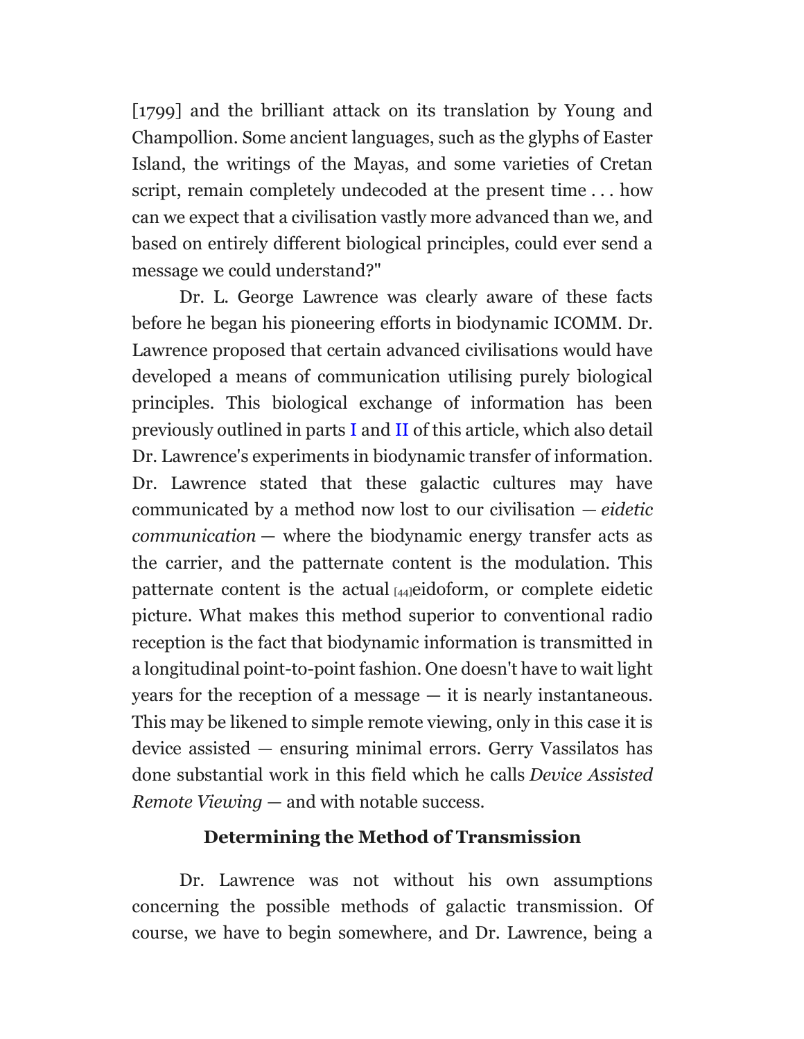[1799] and the brilliant attack on its translation by Young and Champollion. Some ancient languages, such as the glyphs of Easter Island, the writings of the Mayas, and some varieties of Cretan script, remain completely undecoded at the present time . . . how can we expect that a civilisation vastly more advanced than we, and based on entirely different biological principles, could ever send a message we could understand?"

Dr. L. George Lawrence was clearly aware of these facts before he began his pioneering efforts in biodynamic ICOMM. Dr. Lawrence proposed that certain advanced civilisations would have developed a means of communication utilising purely biological principles. This biological exchange of information has been previously outlined in parts I and II of this article, which also detail Dr. Lawrence's experiments in biodynamic transfer of information. Dr. Lawrence stated that these galactic cultures may have communicated by a method now lost to our civilisation — *eidetic communication* — where the biodynamic energy transfer acts as the carrier, and the patternate content is the modulation. This patternate content is the actual [44]eidoform, or complete eidetic picture. What makes this method superior to conventional radio reception is the fact that biodynamic information is transmitted in a longitudinal point-to-point fashion. One doesn't have to wait light years for the reception of a message — it is nearly instantaneous. This may be likened to simple remote viewing, only in this case it is device assisted — ensuring minimal errors. Gerry Vassilatos has done substantial work in this field which he calls *Device Assisted Remote Viewing* — and with notable success.

### Determining the Method of Transmission

Dr. Lawrence was not without his own assumptions concerning the possible methods of galactic transmission. Of course, we have to begin somewhere, and Dr. Lawrence, being a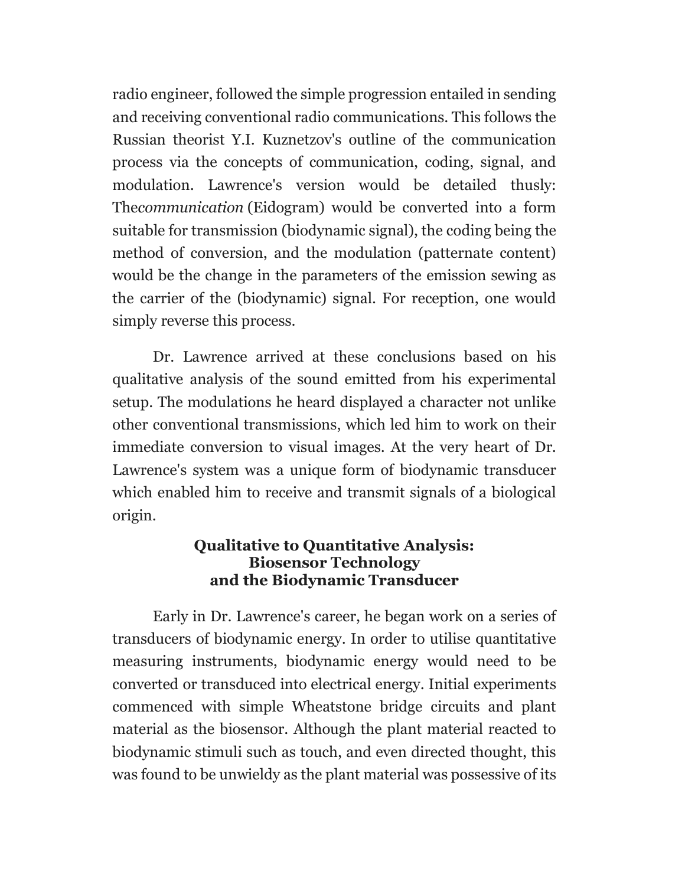radio engineer, followed the simple progression entailed in sending and receiving conventional radio communications. This follows the Russian theorist Y.I. Kuznetzov's outline of the communication process via the concepts of communication, coding, signal, and modulation. Lawrence's version would be detailed thusly: The*communication* (Eidogram) would be converted into a form suitable for transmission (biodynamic signal), the coding being the method of conversion, and the modulation (patternate content) would be the change in the parameters of the emission sewing as the carrier of the (biodynamic) signal. For reception, one would simply reverse this process.

Dr. Lawrence arrived at these conclusions based on his qualitative analysis of the sound emitted from his experimental setup. The modulations he heard displayed a character not unlike other conventional transmissions, which led him to work on their immediate conversion to visual images. At the very heart of Dr. Lawrence's system was a unique form of biodynamic transducer which enabled him to receive and transmit signals of a biological origin.

### Qualitative to Quantitative Analysis: Biosensor Technology and the Biodynamic Transducer

Early in Dr. Lawrence's career, he began work on a series of transducers of biodynamic energy. In order to utilise quantitative measuring instruments, biodynamic energy would need to be converted or transduced into electrical energy. Initial experiments commenced with simple Wheatstone bridge circuits and plant material as the biosensor. Although the plant material reacted to biodynamic stimuli such as touch, and even directed thought, this was found to be unwieldy as the plant material was possessive of its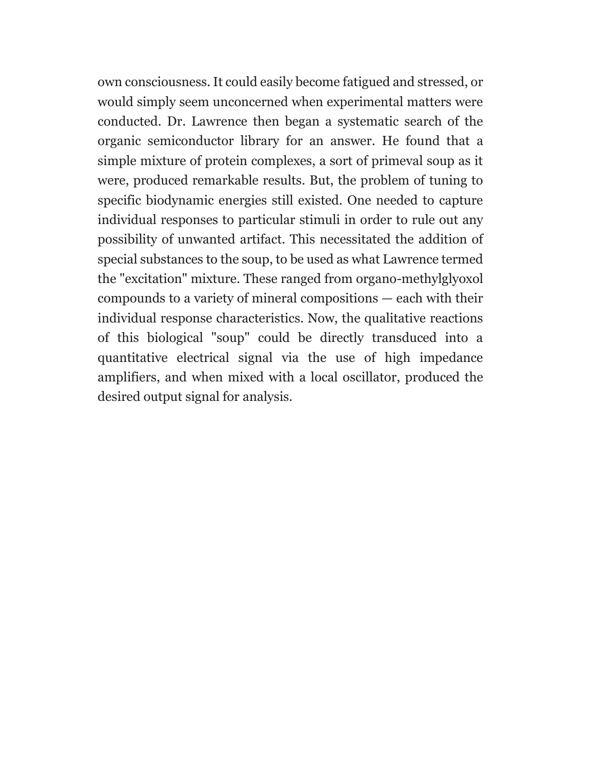own consciousness. It could easily become fatigued and stressed, or would simply seem unconcerned when experimental matters were conducted. Dr. Lawrence then began a systematic search of the organic semiconductor library for an answer. He found that a simple mixture of protein complexes, a sort of primeval soup as it were, produced remarkable results. But, the problem of tuning to specific biodynamic energies still existed. One needed to capture individual responses to particular stimuli in order to rule out any possibility of unwanted artifact. This necessitated the addition of special substances to the soup, to be used as what Lawrence termed the "excitation" mixture. These ranged from organo-methylglyoxol compounds to a variety of mineral compositions — each with their individual response characteristics. Now, the qualitative reactions of this biological "soup" could be directly transduced into a quantitative electrical signal via the use of high impedance amplifiers, and when mixed with a local oscillator, produced the desired output signal for analysis.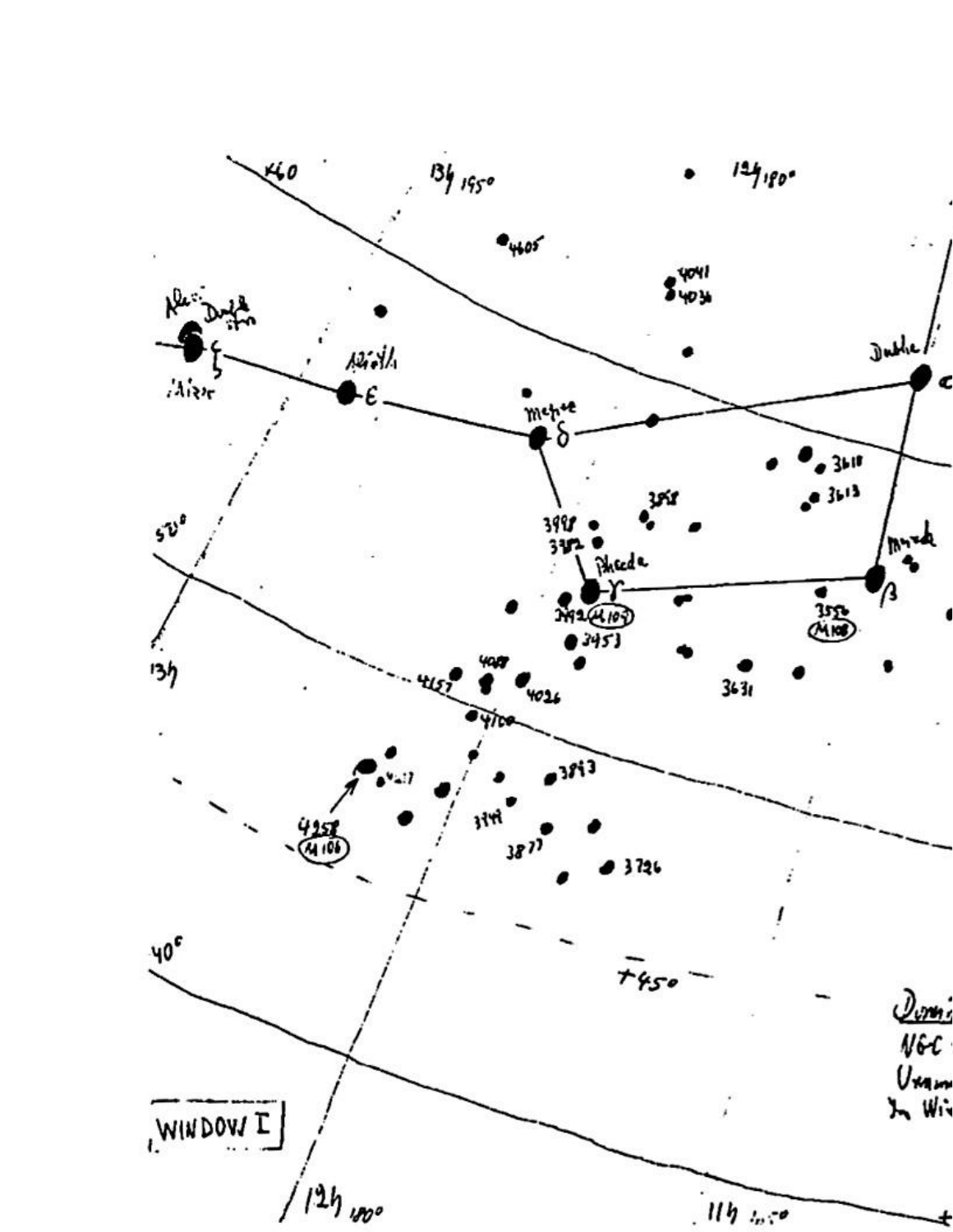+60 13h 195° 12h 180°

4605

4041
4036

Alcor
Double star
ζ
Mizar

Alioth
ε

Megrez
δ

Dubhe
α

3610
3613

3898
3998
3982

Phecda
γ

Merak
β

3992 (M109)
3953

3556 (M108)

3631

4157 4088 4026

4100

3893

4217

3949

4258 (M106)

3877

3726

50°

13h

40°

+45°

WINDOW I

12h 180°

11h 165°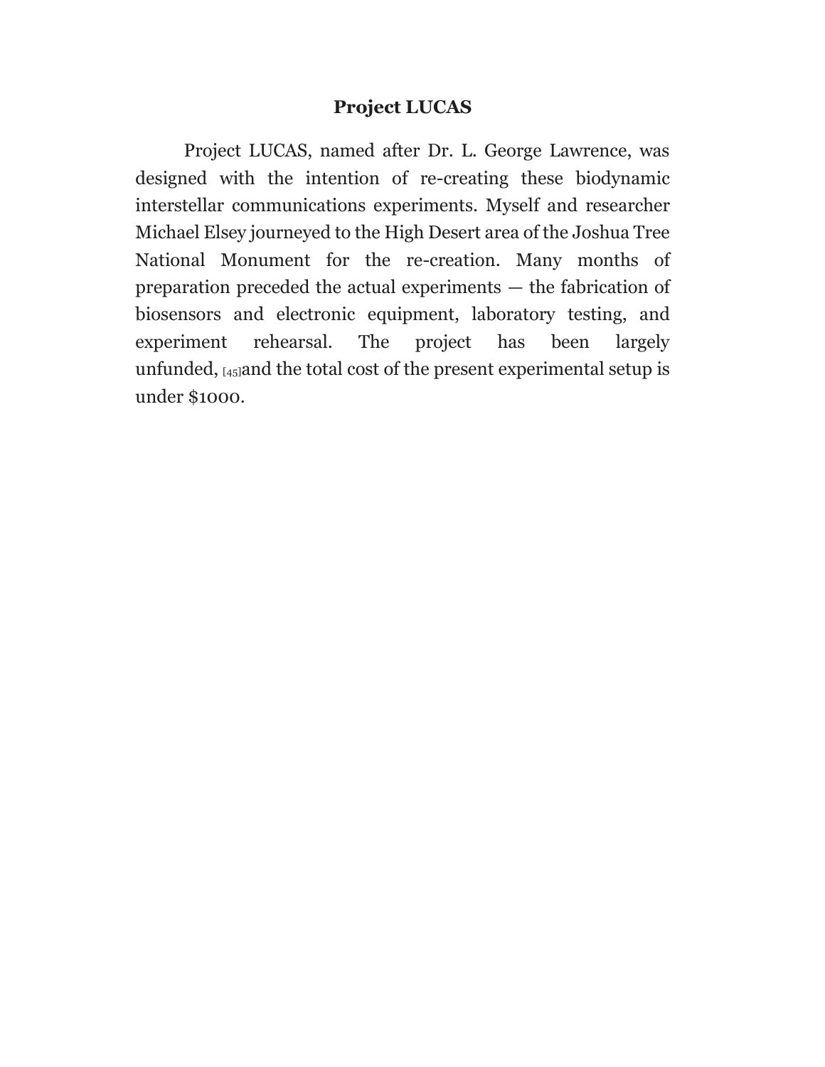## Project LUCAS

Project LUCAS, named after Dr. L. George Lawrence, was designed with the intention of re-creating these biodynamic interstellar communications experiments. Myself and researcher Michael Elsey journeyed to the High Desert area of the Joshua Tree National Monument for the re-creation. Many months of preparation preceded the actual experiments — the fabrication of biosensors and electronic equipment, laboratory testing, and experiment rehearsal. The project has been largely unfunded, [45]and the total cost of the present experimental setup is under $1000.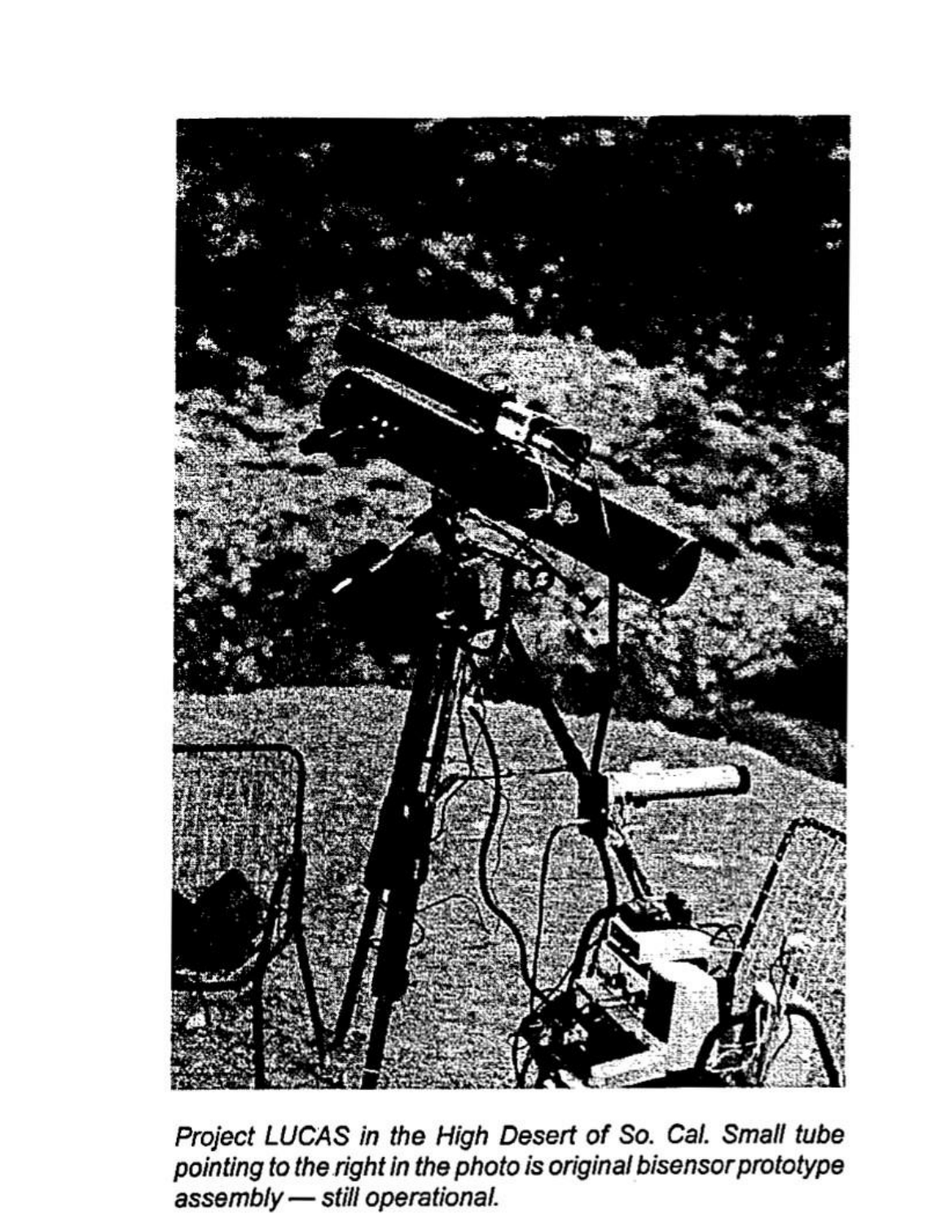*Project LUCAS in the High Desert of So. Cal. Small tube pointing to the right in the photo is original bisensor prototype assembly — still operational.*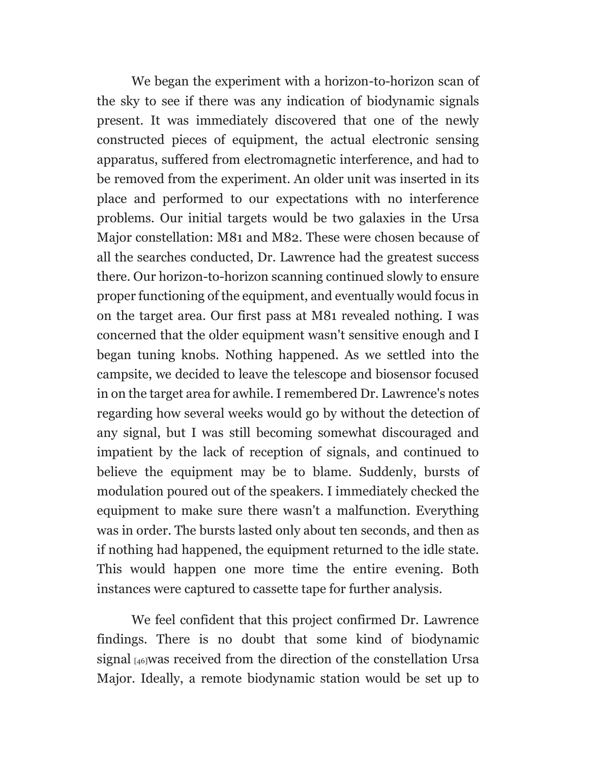We began the experiment with a horizon-to-horizon scan of the sky to see if there was any indication of biodynamic signals present. It was immediately discovered that one of the newly constructed pieces of equipment, the actual electronic sensing apparatus, suffered from electromagnetic interference, and had to be removed from the experiment. An older unit was inserted in its place and performed to our expectations with no interference problems. Our initial targets would be two galaxies in the Ursa Major constellation: M81 and M82. These were chosen because of all the searches conducted, Dr. Lawrence had the greatest success there. Our horizon-to-horizon scanning continued slowly to ensure proper functioning of the equipment, and eventually would focus in on the target area. Our first pass at M81 revealed nothing. I was concerned that the older equipment wasn't sensitive enough and I began tuning knobs. Nothing happened. As we settled into the campsite, we decided to leave the telescope and biosensor focused in on the target area for awhile. I remembered Dr. Lawrence's notes regarding how several weeks would go by without the detection of any signal, but I was still becoming somewhat discouraged and impatient by the lack of reception of signals, and continued to believe the equipment may be to blame. Suddenly, bursts of modulation poured out of the speakers. I immediately checked the equipment to make sure there wasn't a malfunction. Everything was in order. The bursts lasted only about ten seconds, and then as if nothing had happened, the equipment returned to the idle state. This would happen one more time the entire evening. Both instances were captured to cassette tape for further analysis.

We feel confident that this project confirmed Dr. Lawrence findings. There is no doubt that some kind of biodynamic signal [46]was received from the direction of the constellation Ursa Major. Ideally, a remote biodynamic station would be set up to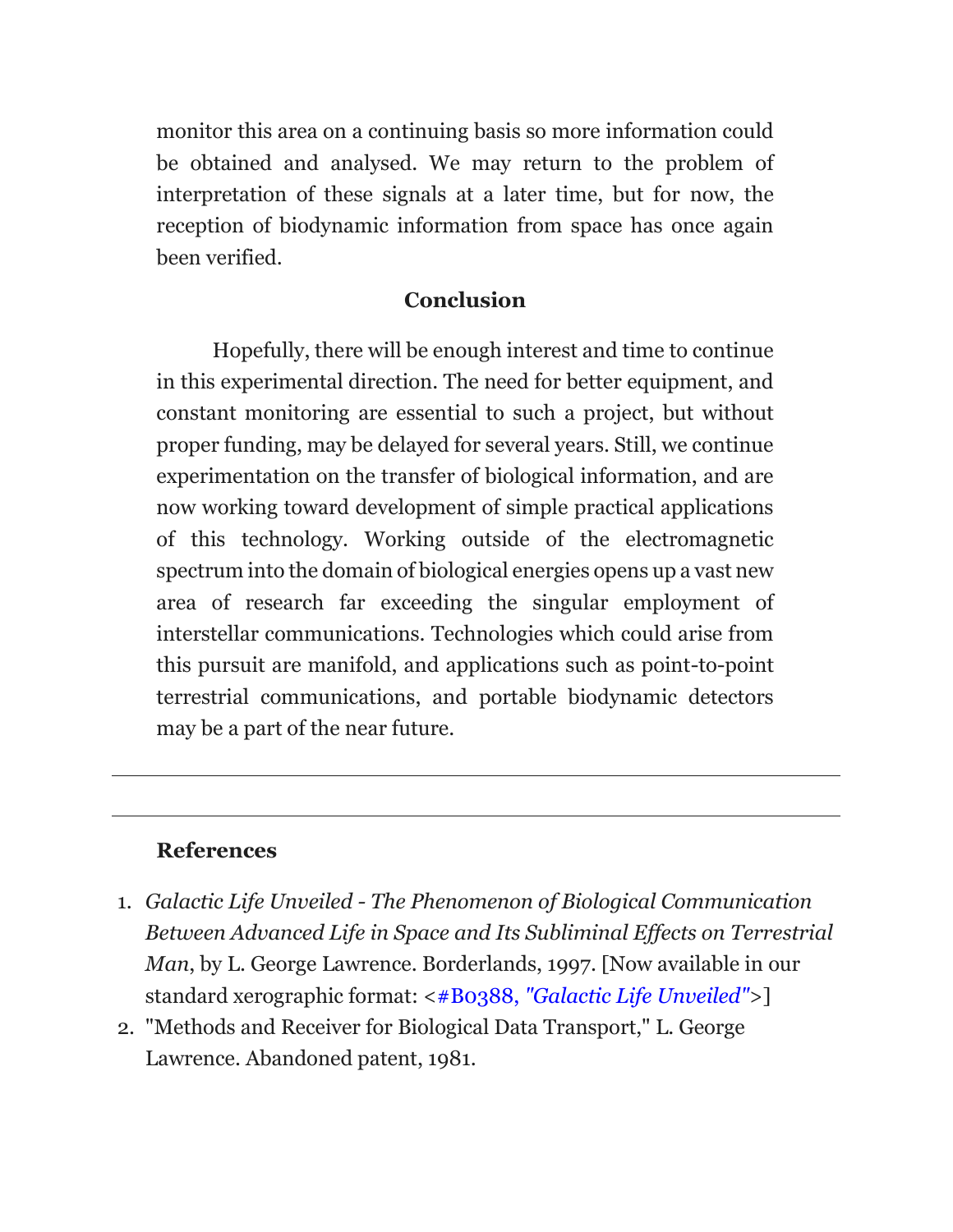monitor this area on a continuing basis so more information could be obtained and analysed. We may return to the problem of interpretation of these signals at a later time, but for now, the reception of biodynamic information from space has once again been verified.

## Conclusion

Hopefully, there will be enough interest and time to continue in this experimental direction. The need for better equipment, and constant monitoring are essential to such a project, but without proper funding, may be delayed for several years. Still, we continue experimentation on the transfer of biological information, and are now working toward development of simple practical applications of this technology. Working outside of the electromagnetic spectrum into the domain of biological energies opens up a vast new area of research far exceeding the singular employment of interstellar communications. Technologies which could arise from this pursuit are manifold, and applications such as point-to-point terrestrial communications, and portable biodynamic detectors may be a part of the near future.

---

---

### References

1. *Galactic Life Unveiled - The Phenomenon of Biological Communication Between Advanced Life in Space and Its Subliminal Effects on Terrestrial Man*, by L. George Lawrence. Borderlands, 1997. [Now available in our standard xerographic format: <#B0388, *"Galactic Life Unveiled"*>]
2. "Methods and Receiver for Biological Data Transport," L. George Lawrence. Abandoned patent, 1981.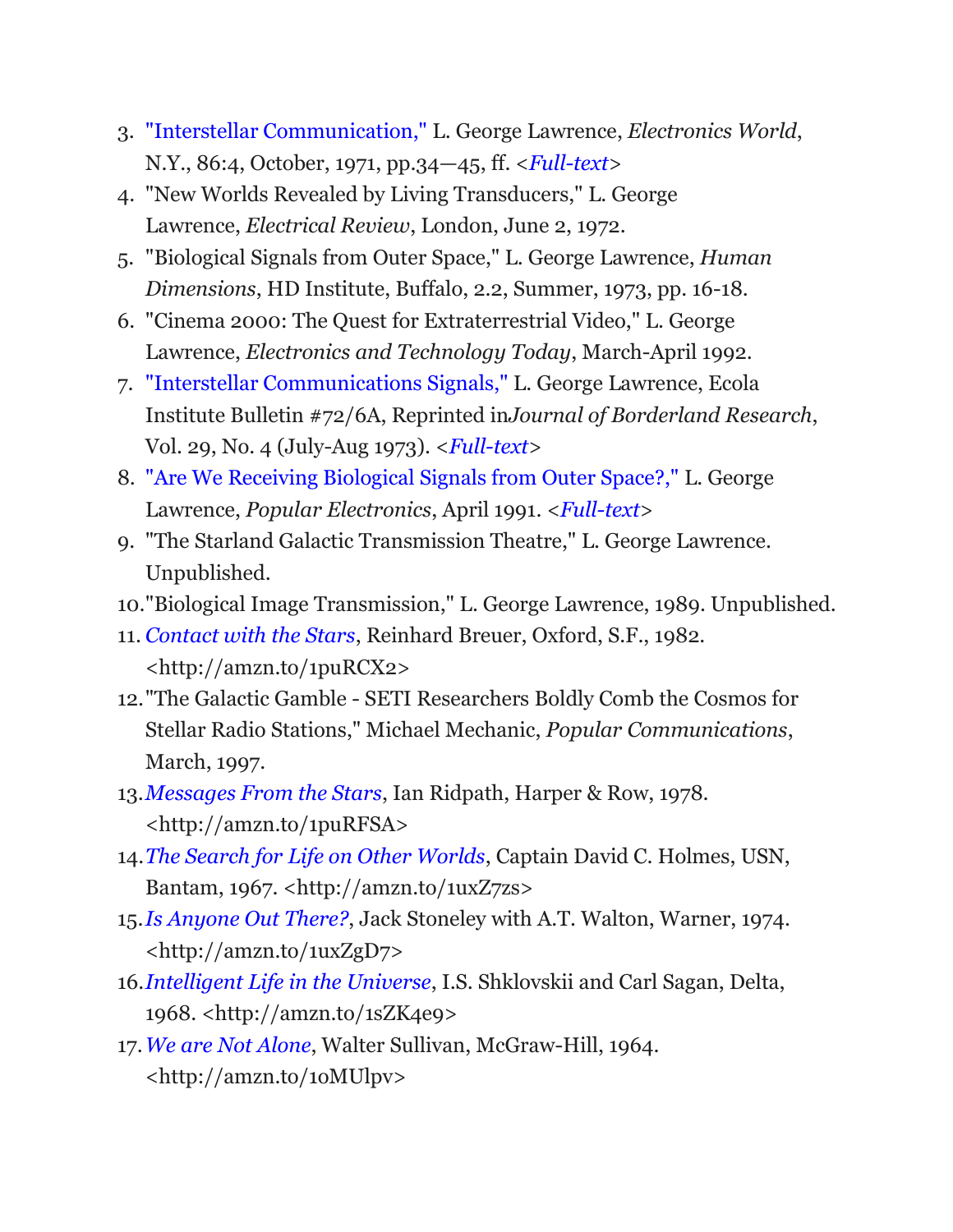3. "Interstellar Communication," L. George Lawrence, *Electronics World*, N.Y., 86:4, October, 1971, pp.34—45, ff. <*Full-text*>
4. "New Worlds Revealed by Living Transducers," L. George Lawrence, *Electrical Review*, London, June 2, 1972.
5. "Biological Signals from Outer Space," L. George Lawrence, *Human Dimensions*, HD Institute, Buffalo, 2.2, Summer, 1973, pp. 16-18.
6. "Cinema 2000: The Quest for Extraterrestrial Video," L. George Lawrence, *Electronics and Technology Today*, March-April 1992.
7. "Interstellar Communications Signals," L. George Lawrence, Ecola Institute Bulletin #72/6A, Reprinted in*Journal of Borderland Research*, Vol. 29, No. 4 (July-Aug 1973). <*Full-text*>
8. "Are We Receiving Biological Signals from Outer Space?," L. George Lawrence, *Popular Electronics*, April 1991. <*Full-text*>
9. "The Starland Galactic Transmission Theatre," L. George Lawrence. Unpublished.
10. "Biological Image Transmission," L. George Lawrence, 1989. Unpublished.
11. *Contact with the Stars*, Reinhard Breuer, Oxford, S.F., 1982. <http://amzn.to/1puRCX2>
12. "The Galactic Gamble - SETI Researchers Boldly Comb the Cosmos for Stellar Radio Stations," Michael Mechanic, *Popular Communications*, March, 1997.
13. *Messages From the Stars*, Ian Ridpath, Harper & Row, 1978. <http://amzn.to/1puRFSA>
14. *The Search for Life on Other Worlds*, Captain David C. Holmes, USN, Bantam, 1967. <http://amzn.to/1uxZ7zs>
15. *Is Anyone Out There?*, Jack Stoneley with A.T. Walton, Warner, 1974. <http://amzn.to/1uxZgD7>
16. *Intelligent Life in the Universe*, I.S. Shklovskii and Carl Sagan, Delta, 1968. <http://amzn.to/1sZK4e9>
17. *We are Not Alone*, Walter Sullivan, McGraw-Hill, 1964. <http://amzn.to/1oMUlpv>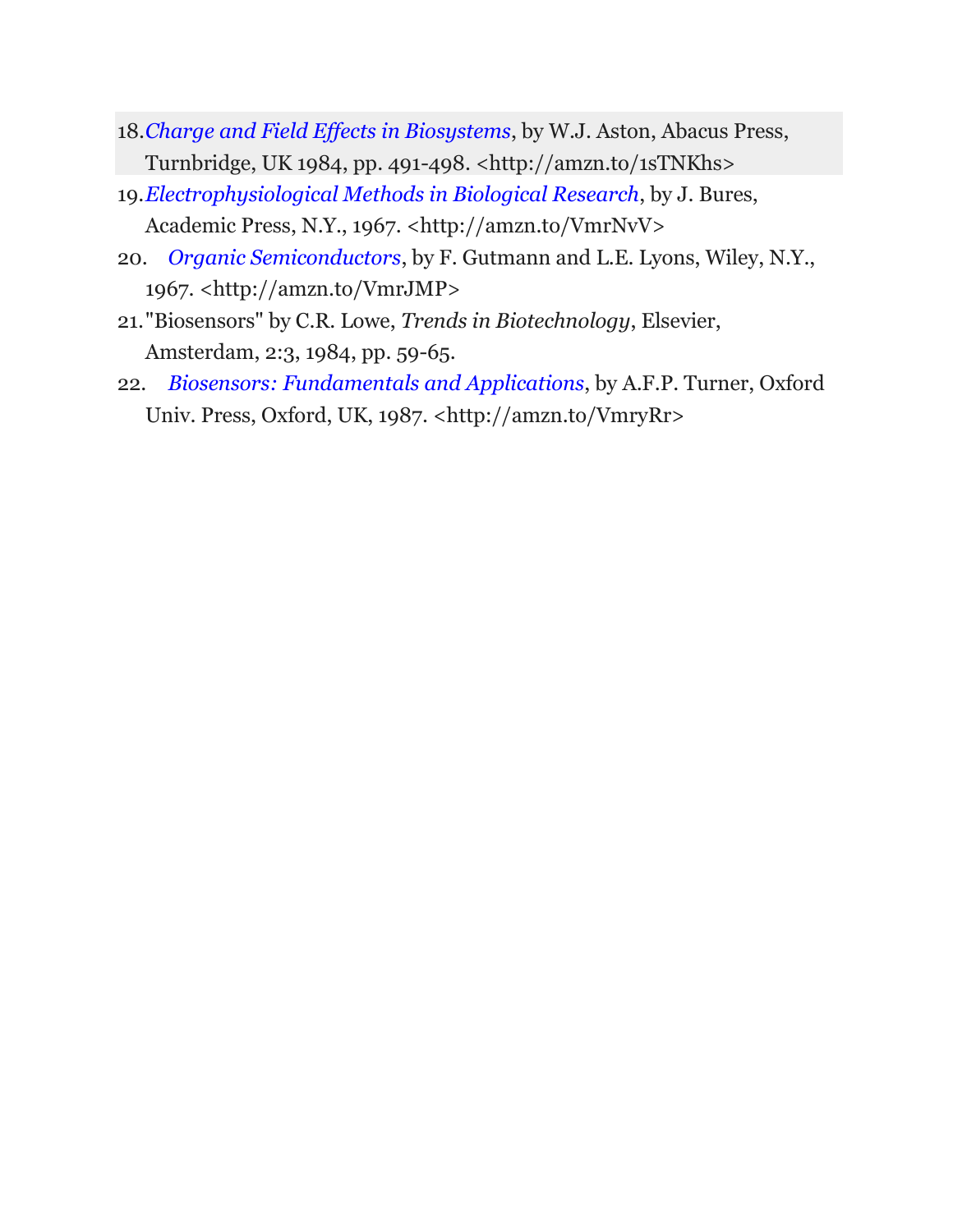18. *Charge and Field Effects in Biosystems*, by W.J. Aston, Abacus Press, Turnbridge, UK 1984, pp. 491-498. <http://amzn.to/1sTNKhs>
19. *Electrophysiological Methods in Biological Research*, by J. Bures, Academic Press, N.Y., 1967. <http://amzn.to/VmrNvV>
20. *Organic Semiconductors*, by F. Gutmann and L.E. Lyons, Wiley, N.Y., 1967. <http://amzn.to/VmrJMP>
21. "Biosensors" by C.R. Lowe, *Trends in Biotechnology*, Elsevier, Amsterdam, 2:3, 1984, pp. 59-65.
22. *Biosensors: Fundamentals and Applications*, by A.F.P. Turner, Oxford Univ. Press, Oxford, UK, 1987. <http://amzn.to/VmryRr>